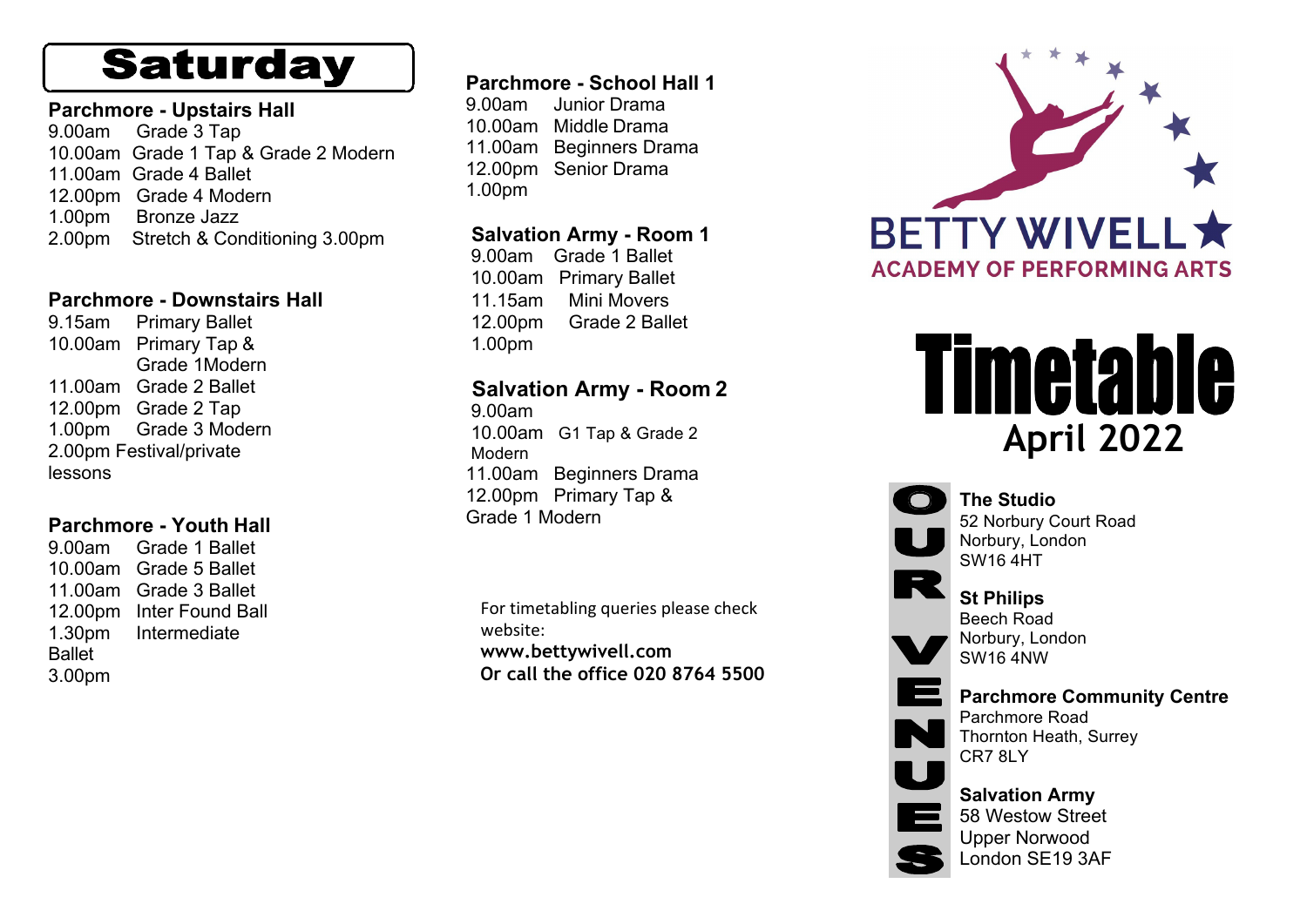# Saturday

### Parchmore - Upstairs Hall

9.00am Grade 3 Tap
10.00am Grade 1 Tap & Grade 2 Modern
11.00am Grade 4 Ballet
12.00pm Grade 4 Modern
1.00pm Bronze Jazz
2.00pm Stretch & Conditioning 3.00pm

### Parchmore - Downstairs Hall

9.15am Primary Ballet
10.00am Primary Tap & Grade 1Modern
11.00am Grade 2 Ballet
12.00pm Grade 2 Tap
1.00pm Grade 3 Modern
2.00pm Festival/private lessons

### Parchmore - Youth Hall

9.00am Grade 1 Ballet
10.00am Grade 5 Ballet
11.00am Grade 3 Ballet
12.00pm Inter Found Ball
1.30pm Intermediate Ballet
3.00pm

### Parchmore - School Hall 1

9.00am Junior Drama
10.00am Middle Drama
11.00am Beginners Drama
12.00pm Senior Drama
1.00pm

### Salvation Army - Room 1

9.00am Grade 1 Ballet
10.00am Primary Ballet
11.15am Mini Movers
12.00pm Grade 2 Ballet
1.00pm

### Salvation Army - Room 2

9.00am
10.00am G1 Tap & Grade 2 Modern
11.00am Beginners Drama
12.00pm Primary Tap & Grade 1 Modern

For timetabling queries please check website:
**www.bettywivell.com**
**Or call the office 020 8764 5500**

BETTY WIVELL ★
**ACADEMY OF PERFORMING ARTS**

# Timetable
## April 2022

## OUR VENUES

**The Studio**
52 Norbury Court Road
Norbury, London
SW16 4HT

**St Philips**
Beech Road
Norbury, London
SW16 4NW

**Parchmore Community Centre**
Parchmore Road
Thornton Heath, Surrey
CR7 8LY

**Salvation Army**
58 Westow Street
Upper Norwood
London SE19 3AF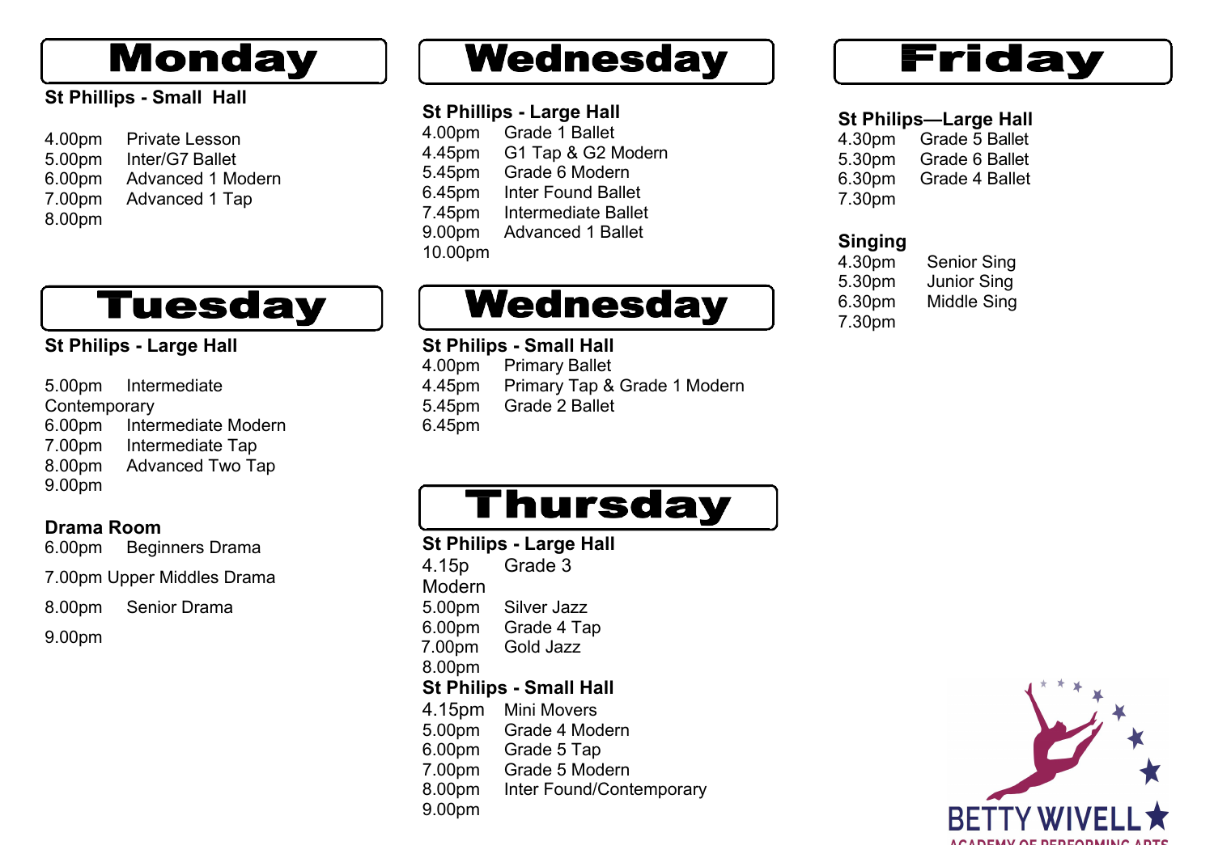## Monday

**St Phillips - Small Hall**

4.00pm Private Lesson
5.00pm Inter/G7 Ballet
6.00pm Advanced 1 Modern
7.00pm Advanced 1 Tap
8.00pm

## Tuesday

**St Philips - Large Hall**

5.00pm Intermediate Contemporary
6.00pm Intermediate Modern
7.00pm Intermediate Tap
8.00pm Advanced Two Tap
9.00pm

**Drama Room**

6.00pm Beginners Drama
7.00pm Upper Middles Drama
8.00pm Senior Drama
9.00pm

## Wednesday

**St Phillips - Large Hall**

4.00pm Grade 1 Ballet
4.45pm G1 Tap & G2 Modern
5.45pm Grade 6 Modern
6.45pm Inter Found Ballet
7.45pm Intermediate Ballet
9.00pm Advanced 1 Ballet
10.00pm

## Wednesday

**St Philips - Small Hall**

4.00pm Primary Ballet
4.45pm Primary Tap & Grade 1 Modern
5.45pm Grade 2 Ballet
6.45pm

## Thursday

**St Philips - Large Hall**

4.15p Grade 3 Modern
5.00pm Silver Jazz
6.00pm Grade 4 Tap
7.00pm Gold Jazz
8.00pm

**St Philips - Small Hall**

4.15pm Mini Movers
5.00pm Grade 4 Modern
6.00pm Grade 5 Tap
7.00pm Grade 5 Modern
8.00pm Inter Found/Contemporary
9.00pm

## Friday

**St Philips—Large Hall**

4.30pm Grade 5 Ballet
5.30pm Grade 6 Ballet
6.30pm Grade 4 Ballet
7.30pm

**Singing**

4.30pm Senior Sing
5.30pm Junior Sing
6.30pm Middle Sing
7.30pm

BETTY WIVELL
ACADEMY OF PERFORMING ARTS